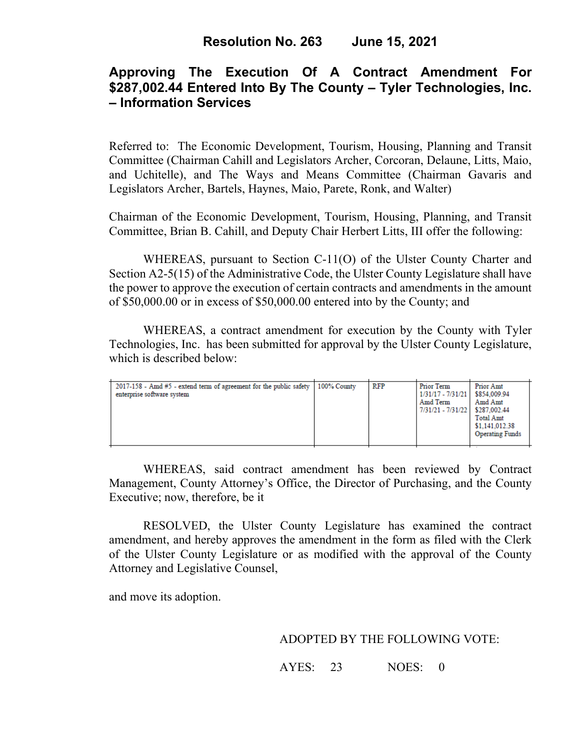# Resolution No. 263 June 15, 2021

## Approving The Execution Of A Contract Amendment For $287,002.44 Entered Into By The County – Tyler Technologies, Inc. – Information Services

Referred to: The Economic Development, Tourism, Housing, Planning and Transit Committee (Chairman Cahill and Legislators Archer, Corcoran, Delaune, Litts, Maio, and Uchitelle), and The Ways and Means Committee (Chairman Gavaris and Legislators Archer, Bartels, Haynes, Maio, Parete, Ronk, and Walter)

Chairman of the Economic Development, Tourism, Housing, Planning, and Transit Committee, Brian B. Cahill, and Deputy Chair Herbert Litts, III offer the following:

WHEREAS, pursuant to Section C-11(O) of the Ulster County Charter and Section A2-5(15) of the Administrative Code, the Ulster County Legislature shall have the power to approve the execution of certain contracts and amendments in the amount of $50,000.00 or in excess of $50,000.00 entered into by the County; and

WHEREAS, a contract amendment for execution by the County with Tyler Technologies, Inc. has been submitted for approval by the Ulster County Legislature, which is described below:

| | | | | |
|---|---|---|---|---|
| 2017-158 - Amd #5 - extend term of agreement for the public safety enterprise software system | 100% County | RFP | Prior Term 1/31/17 - 7/31/21 Amd Term 7/31/21 - 7/31/22 | Prior Amt $854,009.94 Amd Amt $287,002.44 Total Amt $1,141,012.38 Operating Funds |

WHEREAS, said contract amendment has been reviewed by Contract Management, County Attorney's Office, the Director of Purchasing, and the County Executive; now, therefore, be it

RESOLVED, the Ulster County Legislature has examined the contract amendment, and hereby approves the amendment in the form as filed with the Clerk of the Ulster County Legislature or as modified with the approval of the County Attorney and Legislative Counsel,

and move its adoption.

ADOPTED BY THE FOLLOWING VOTE:

AYES: 23 NOES: 0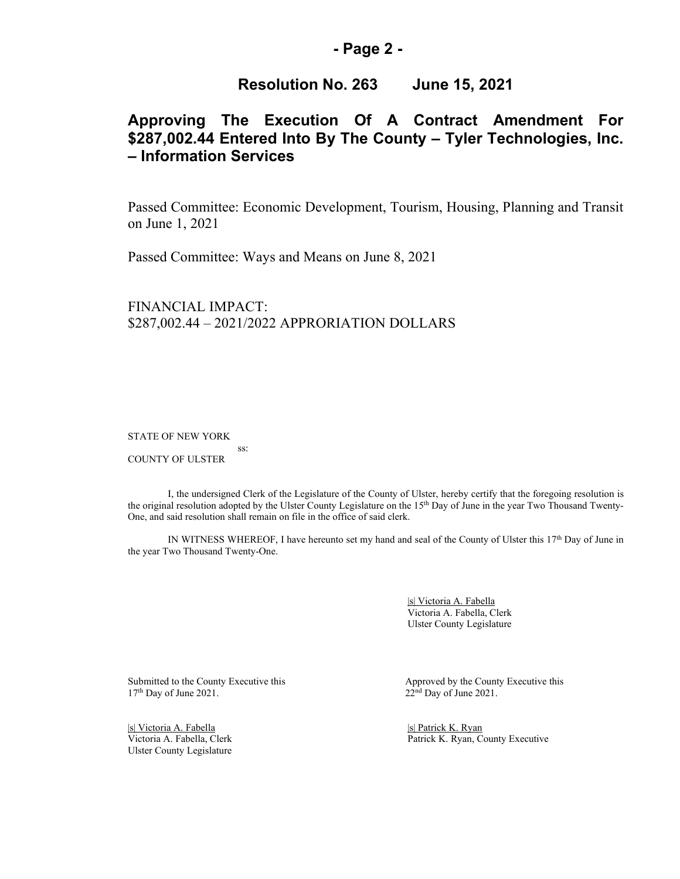## Resolution No. 263 June 15, 2021

## Approving The Execution Of A Contract Amendment For $287,002.44 Entered Into By The County – Tyler Technologies, Inc. – Information Services

Passed Committee: Economic Development, Tourism, Housing, Planning and Transit on June 1, 2021

Passed Committee: Ways and Means on June 8, 2021

FINANCIAL IMPACT:
$287,002.44 – 2021/2022 APPRORIATION DOLLARS

STATE OF NEW YORK
ss:
COUNTY OF ULSTER

I, the undersigned Clerk of the Legislature of the County of Ulster, hereby certify that the foregoing resolution is the original resolution adopted by the Ulster County Legislature on the 15th Day of June in the year Two Thousand Twenty-One, and said resolution shall remain on file in the office of said clerk.

IN WITNESS WHEREOF, I have hereunto set my hand and seal of the County of Ulster this 17th Day of June in the year Two Thousand Twenty-One.

|s| Victoria A. Fabella
Victoria A. Fabella, Clerk
Ulster County Legislature

Submitted to the County Executive this 17th Day of June 2021.

|s| Victoria A. Fabella
Victoria A. Fabella, Clerk
Ulster County Legislature

Approved by the County Executive this 22nd Day of June 2021.

|s| Patrick K. Ryan
Patrick K. Ryan, County Executive